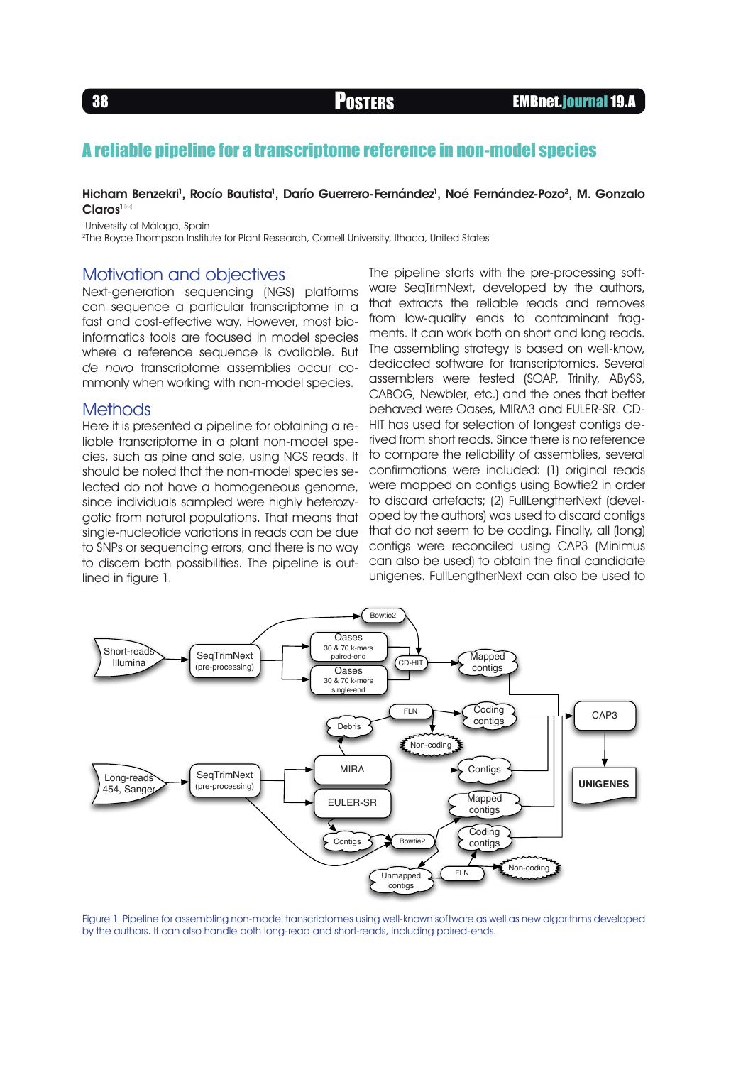# A reliable pipeline for a transcriptome reference in non-model species

**Hicham Benzekri[1], Rocío Bautista[1], Darío Guerrero-Fernández[1], Noé Fernández-Pozo[2], M. Gonzalo Claros[1]**

[1]University of Málaga, Spain
[2]The Boyce Thompson Institute for Plant Research, Cornell University, Ithaca, United States

## Motivation and objectives

Next-generation sequencing (NGS) platforms can sequence a particular transcriptome in a fast and cost-effective way. However, most bioinformatics tools are focused in model species where a reference sequence is available. But *de novo* transcriptome assemblies occur commonly when working with non-model species.

## Methods

Here it is presented a pipeline for obtaining a reliable transcriptome in a plant non-model species, such as pine and sole, using NGS reads. It should be noted that the non-model species selected do not have a homogeneous genome, since individuals sampled were highly heterozygotic from natural populations. That means that single-nucleotide variations in reads can be due to SNPs or sequencing errors, and there is no way to discern both possibilities. The pipeline is outlined in figure 1.

The pipeline starts with the pre-processing software SeqTrimNext, developed by the authors, that extracts the reliable reads and removes from low-quality ends to contaminant fragments. It can work both on short and long reads. The assembling strategy is based on well-know, dedicated software for transcriptomics. Several assemblers were tested (SOAP, Trinity, ABySS, CABOG, Newbler, etc.) and the ones that better behaved were Oases, MIRA3 and EULER-SR. CD-HIT has used for selection of longest contigs derived from short reads. Since there is no reference to compare the reliability of assemblies, several confirmations were included: (1) original reads were mapped on contigs using Bowtie2 in order to discard artefacts; (2) FullLengtherNext (developed by the authors) was used to discard contigs that do not seem to be coding. Finally, all (long) contigs were reconciled using CAP3 (Minimus can also be used) to obtain the final candidate unigenes. FullLengtherNext can also be used to

Figure 1. Pipeline for assembling non-model transcriptomes using well-known software as well as new algorithms developed by the authors. It can also handle both long-read and short-reads, including paired-ends.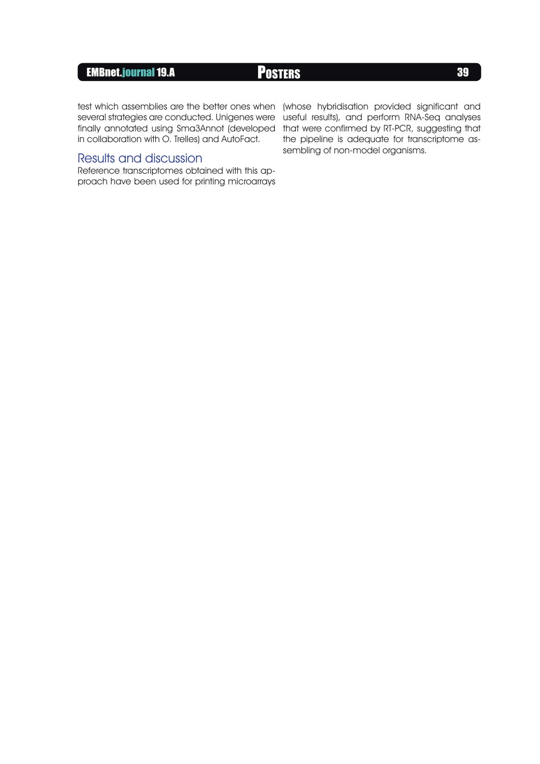test which assemblies are the better ones when several strategies are conducted. Unigenes were finally annotated using Sma3Annot (developed in collaboration with O. Trelles) and AutoFact.

## Results and discussion

Reference transcriptomes obtained with this approach have been used for printing microarrays (whose hybridisation provided significant and useful results), and perform RNA-Seq analyses that were confirmed by RT-PCR, suggesting that the pipeline is adequate for transcriptome assembling of non-model organisms.